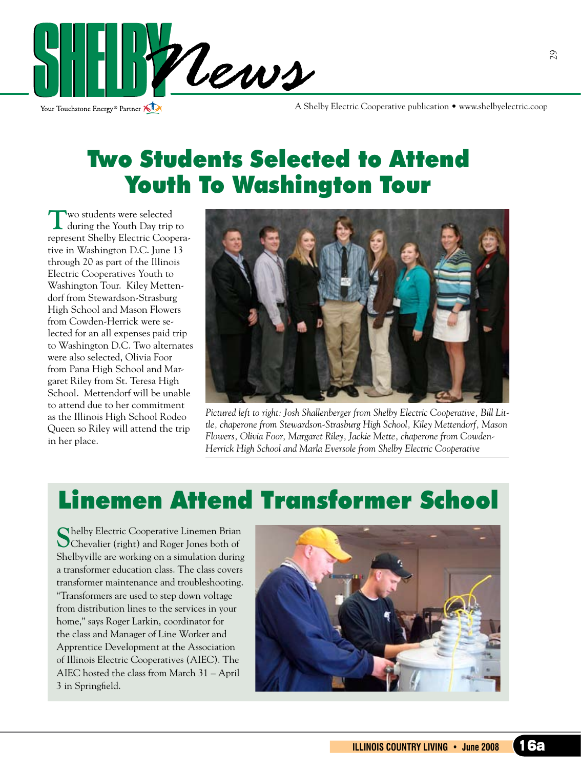# SHELBY News

Your Touchstone Energy® Partner

A Shelby Electric Cooperative publication • www.shelbyelectric.coop

## Two Students Selected to Attend Youth To Washington Tour

Two students were selected during the Youth Day trip to represent Shelby Electric Cooperative in Washington D.C. June 13 through 20 as part of the Illinois Electric Cooperatives Youth to Washington Tour. Kiley Mettendorf from Stewardson-Strasburg High School and Mason Flowers from Cowden-Herrick were selected for an all expenses paid trip to Washington D.C. Two alternates were also selected, Olivia Foor from Pana High School and Margaret Riley from St. Teresa High School. Mettendorf will be unable to attend due to her commitment as the Illinois High School Rodeo Queen so Riley will attend the trip in her place.

*Pictured left to right: Josh Shallenberger from Shelby Electric Cooperative, Bill Little, chaperone from Stewardson-Strasburg High School, Kiley Mettendorf, Mason Flowers, Olivia Foor, Margaret Riley, Jackie Mette, chaperone from Cowden-Herrick High School and Marla Eversole from Shelby Electric Cooperative*

## Linemen Attend Transformer School

Shelby Electric Cooperative Linemen Brian Chevalier (right) and Roger Jones both of Shelbyville are working on a simulation during a transformer education class. The class covers transformer maintenance and troubleshooting. "Transformers are used to step down voltage from distribution lines to the services in your home," says Roger Larkin, coordinator for the class and Manager of Line Worker and Apprentice Development at the Association of Illinois Electric Cooperatives (AIEC). The AIEC hosted the class from March 31 – April 3 in Springfield.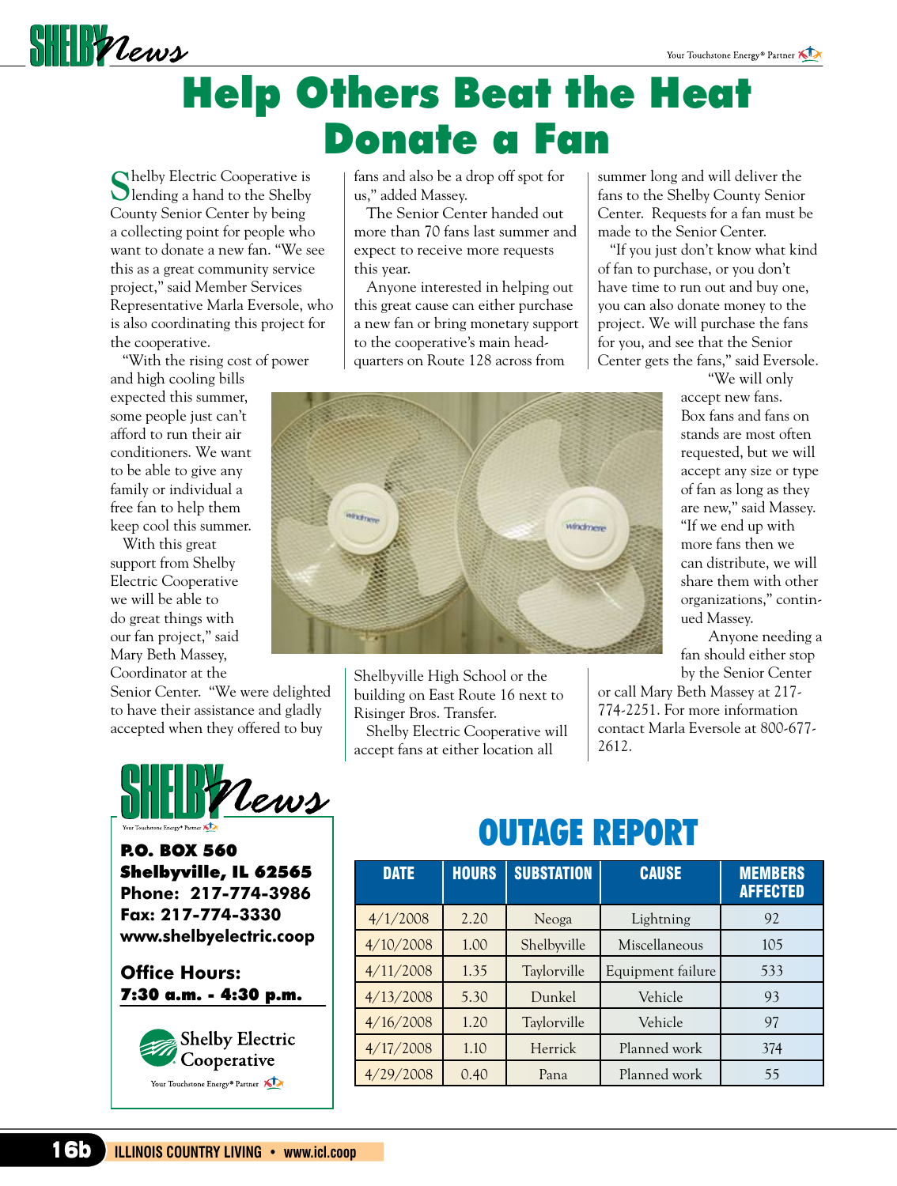# Help Others Beat the Heat Donate a Fan

Shelby Electric Cooperative is lending a hand to the Shelby County Senior Center by being a collecting point for people who want to donate a new fan. "We see this as a great community service project," said Member Services Representative Marla Eversole, who is also coordinating this project for the cooperative.

"With the rising cost of power and high cooling bills expected this summer, some people just can't afford to run their air conditioners. We want to be able to give any family or individual a free fan to help them keep cool this summer. With this great support from Shelby Electric Cooperative we will be able to do great things with our fan project," said Mary Beth Massey, Coordinator at the Senior Center. "We were delighted to have their assistance and gladly accepted when they offered to buy fans and also be a drop off spot for us," added Massey.

The Senior Center handed out more than 70 fans last summer and expect to receive more requests this year.

Anyone interested in helping out this great cause can either purchase a new fan or bring monetary support to the cooperative's main headquarters on Route 128 across from Shelbyville High School or the building on East Route 16 next to Risinger Bros. Transfer.

Shelby Electric Cooperative will accept fans at either location all summer long and will deliver the fans to the Shelby County Senior Center. Requests for a fan must be made to the Senior Center.

"If you just don't know what kind of fan to purchase, or you don't have time to run out and buy one, you can also donate money to the project. We will purchase the fans for you, and see that the Senior Center gets the fans," said Eversole.

"We will only accept new fans. Box fans and fans on stands are most often requested, but we will accept any size or type of fan as long as they are new," said Massey. "If we end up with more fans then we can distribute, we will share them with other organizations," continued Massey.

Anyone needing a fan should either stop by the Senior Center or call Mary Beth Massey at 217-774-2251. For more information contact Marla Eversole at 800-677-2612.

**SHELBY News**

**P.O. BOX 560**
**Shelbyville, IL 62565**
**Phone: 217-774-3986**
**Fax: 217-774-3330**
**www.shelbyelectric.coop**

**Office Hours:**
**7:30 a.m. - 4:30 p.m.**

Shelby Electric Cooperative
Your Touchstone Energy® Partner

## OUTAGE REPORT

| DATE | HOURS | SUBSTATION | CAUSE | MEMBERS AFFECTED |
|---|---|---|---|---|
| 4/1/2008 | 2.20 | Neoga | Lightning | 92 |
| 4/10/2008 | 1.00 | Shelbyville | Miscellaneous | 105 |
| 4/11/2008 | 1.35 | Taylorville | Equipment failure | 533 |
| 4/13/2008 | 5.30 | Dunkel | Vehicle | 93 |
| 4/16/2008 | 1.20 | Taylorville | Vehicle | 97 |
| 4/17/2008 | 1.10 | Herrick | Planned work | 374 |
| 4/29/2008 | 0.40 | Pana | Planned work | 55 |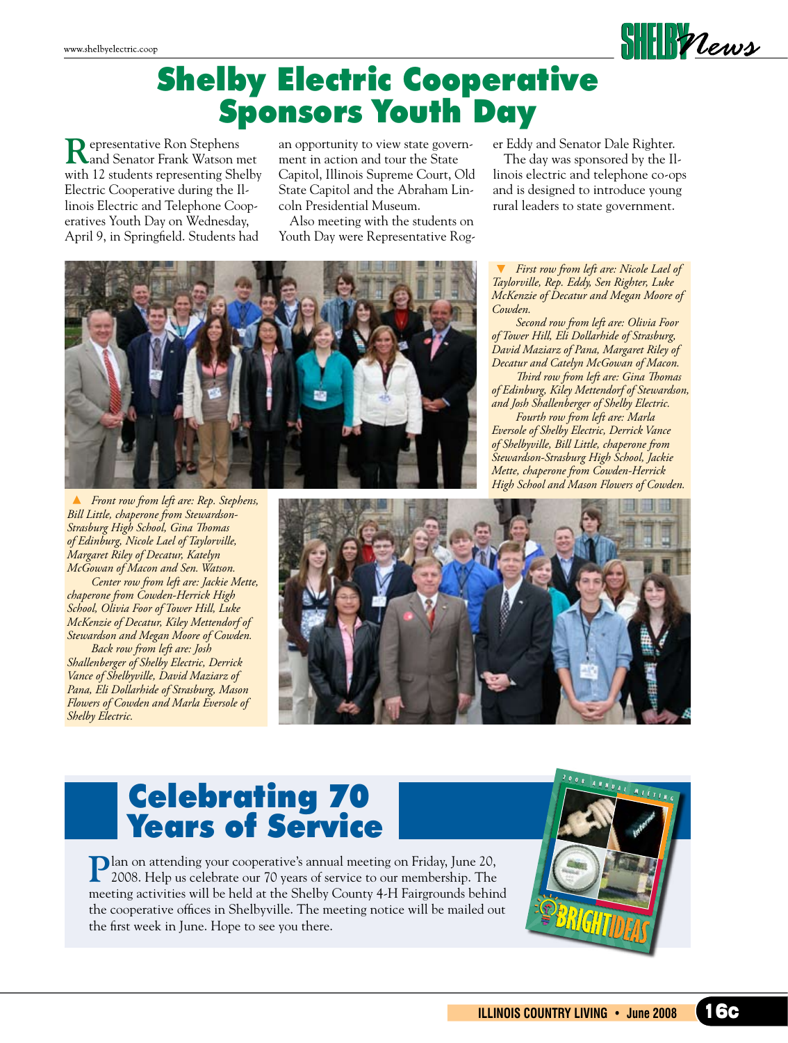# Shelby Electric Cooperative Sponsors Youth Day

Representative Ron Stephens and Senator Frank Watson met with 12 students representing Shelby Electric Cooperative during the Illinois Electric and Telephone Cooperatives Youth Day on Wednesday, April 9, in Springfield. Students had an opportunity to view state government in action and tour the State Capitol, Illinois Supreme Court, Old State Capitol and the Abraham Lincoln Presidential Museum.

Also meeting with the students on Youth Day were Representative Roger Eddy and Senator Dale Righter.

The day was sponsored by the Illinois electric and telephone co-ops and is designed to introduce young rural leaders to state government.

▼ *First row from left are: Nicole Lael of Taylorville, Rep. Eddy, Sen Righter, Luke McKenzie of Decatur and Megan Moore of Cowden.*

*Second row from left are: Olivia Foor of Tower Hill, Eli Dollarhide of Strasburg, David Maziarz of Pana, Margaret Riley of Decatur and Catelyn McGowan of Macon.*

*Third row from left are: Gina Thomas of Edinburg, Kiley Mettendorf of Stewardson, and Josh Shallenberger of Shelby Electric.*

*Fourth row from left are: Marla Eversole of Shelby Electric, Derrick Vance of Shelbyville, Bill Little, chaperone from Stewardson-Strasburg High School, Jackie Mette, chaperone from Cowden-Herrick High School and Mason Flowers of Cowden.*

▲ *Front row from left are: Rep. Stephens, Bill Little, chaperone from Stewardson-Strasburg High School, Gina Thomas of Edinburg, Nicole Lael of Taylorville, Margaret Riley of Decatur, Katelyn McGowan of Macon and Sen. Watson.*

*Center row from left are: Jackie Mette, chaperone from Cowden-Herrick High School, Olivia Foor of Tower Hill, Luke McKenzie of Decatur, Kiley Mettendorf of Stewardson and Megan Moore of Cowden.*

*Back row from left are: Josh Shallenberger of Shelby Electric, Derrick Vance of Shelbyville, David Maziarz of Pana, Eli Dollarhide of Strasburg, Mason Flowers of Cowden and Marla Eversole of Shelby Electric.*

# Celebrating 70 Years of Service

Plan on attending your cooperative's annual meeting on Friday, June 20, 2008. Help us celebrate our 70 years of service to our membership. The meeting activities will be held at the Shelby County 4-H Fairgrounds behind the cooperative offices in Shelbyville. The meeting notice will be mailed out the first week in June. Hope to see you there.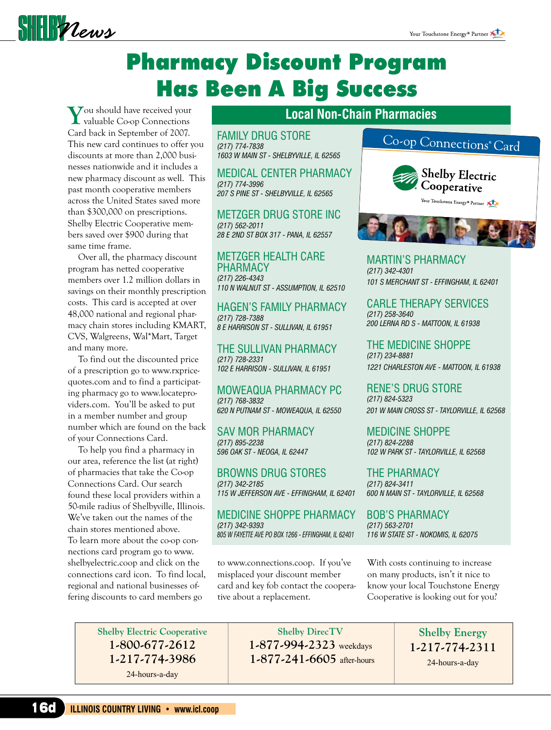# Pharmacy Discount Program Has Been A Big Success

You should have received your valuable Co-op Connections Card back in September of 2007. This new card continues to offer you discounts at more than 2,000 businesses nationwide and it includes a new pharmacy discount as well. This past month cooperative members across the United States saved more than $300,000 on prescriptions. Shelby Electric Cooperative members saved over $900 during that same time frame.

Over all, the pharmacy discount program has netted cooperative members over 1.2 million dollars in savings on their monthly prescription costs. This card is accepted at over 48,000 national and regional pharmacy chain stores including KMART, CVS, Walgreens, Wal*Mart, Target and many more.

To find out the discounted price of a prescription go to www.rxpricequotes.com and to find a participating pharmacy go to www.locateproviders.com. You'll be asked to put in a member number and group number which are found on the back of your Connections Card.

To help you find a pharmacy in our area, reference the list (at right) of pharmacies that take the Co-op Connections Card. Our search found these local providers within a 50-mile radius of Shelbyville, Illinois. We've taken out the names of the chain stores mentioned above. To learn more about the co-op connections card program go to www.shelbyelectric.coop and click on the connections card icon. To find local, regional and national businesses offering discounts to card members go to www.connections.coop. If you've misplaced your discount member card and key fob contact the cooperative about a replacement.

With costs continuing to increase on many products, isn't it nice to know your local Touchstone Energy Cooperative is looking out for you?

## Local Non-Chain Pharmacies

**FAMILY DRUG STORE**
*(217) 774-7838*
*1603 W MAIN ST - SHELBYVILLE, IL 62565*

**MEDICAL CENTER PHARMACY**
*(217) 774-3996*
*207 S PINE ST - SHELBYVILLE, IL 62565*

**METZGER DRUG STORE INC**
*(217) 562-2011*
*28 E 2ND ST BOX 317 - PANA, IL 62557*

**METZGER HEALTH CARE PHARMACY**
*(217) 226-4343*
*110 N WALNUT ST - ASSUMPTION, IL 62510*

**HAGEN'S FAMILY PHARMACY**
*(217) 728-7388*
*8 E HARRISON ST - SULLIVAN, IL 61951*

**THE SULLIVAN PHARMACY**
*(217) 728-2331*
*102 E HARRISON - SULLIVAN, IL 61951*

**MOWEAQUA PHARMACY PC**
*(217) 768-3832*
*620 N PUTNAM ST - MOWEAQUA, IL 62550*

**SAV MOR PHARMACY**
*(217) 895-2238*
*596 OAK ST - NEOGA, IL 62447*

**BROWNS DRUG STORES**
*(217) 342-2185*
*115 W JEFFERSON AVE - EFFINGHAM, IL 62401*

**MEDICINE SHOPPE PHARMACY**
*(217) 342-9393*
*805 W FAYETTE AVE PO BOX 1266 - EFFINGHAM, IL 62401*

**MARTIN'S PHARMACY**
*(217) 342-4301*
*101 S MERCHANT ST - EFFINGHAM, IL 62401*

**CARLE THERAPY SERVICES**
*(217) 258-3640*
*200 LERNA RD S - MATTOON, IL 61938*

**THE MEDICINE SHOPPE**
*(217) 234-8881*
*1221 CHARLESTON AVE - MATTOON, IL 61938*

**RENE'S DRUG STORE**
*(217) 824-5323*
*201 W MAIN CROSS ST - TAYLORVILLE, IL 62568*

**MEDICINE SHOPPE**
*(217) 824-2288*
*102 W PARK ST - TAYLORVILLE, IL 62568*

**THE PHARMACY**
*(217) 824-3411*
*600 N MAIN ST - TAYLORVILLE, IL 62568*

**BOB'S PHARMACY**
*(217) 563-2701*
*116 W STATE ST - NOKOMIS, IL 62075*

| Shelby Electric Cooperative | Shelby DirecTV | Shelby Energy |
|---|---|---|
| 1-800-677-2612<br>1-217-774-3986<br>24-hours-a-day | 1-877-994-2323 weekdays<br>1-877-241-6605 after-hours | 1-217-774-2311<br>24-hours-a-day |